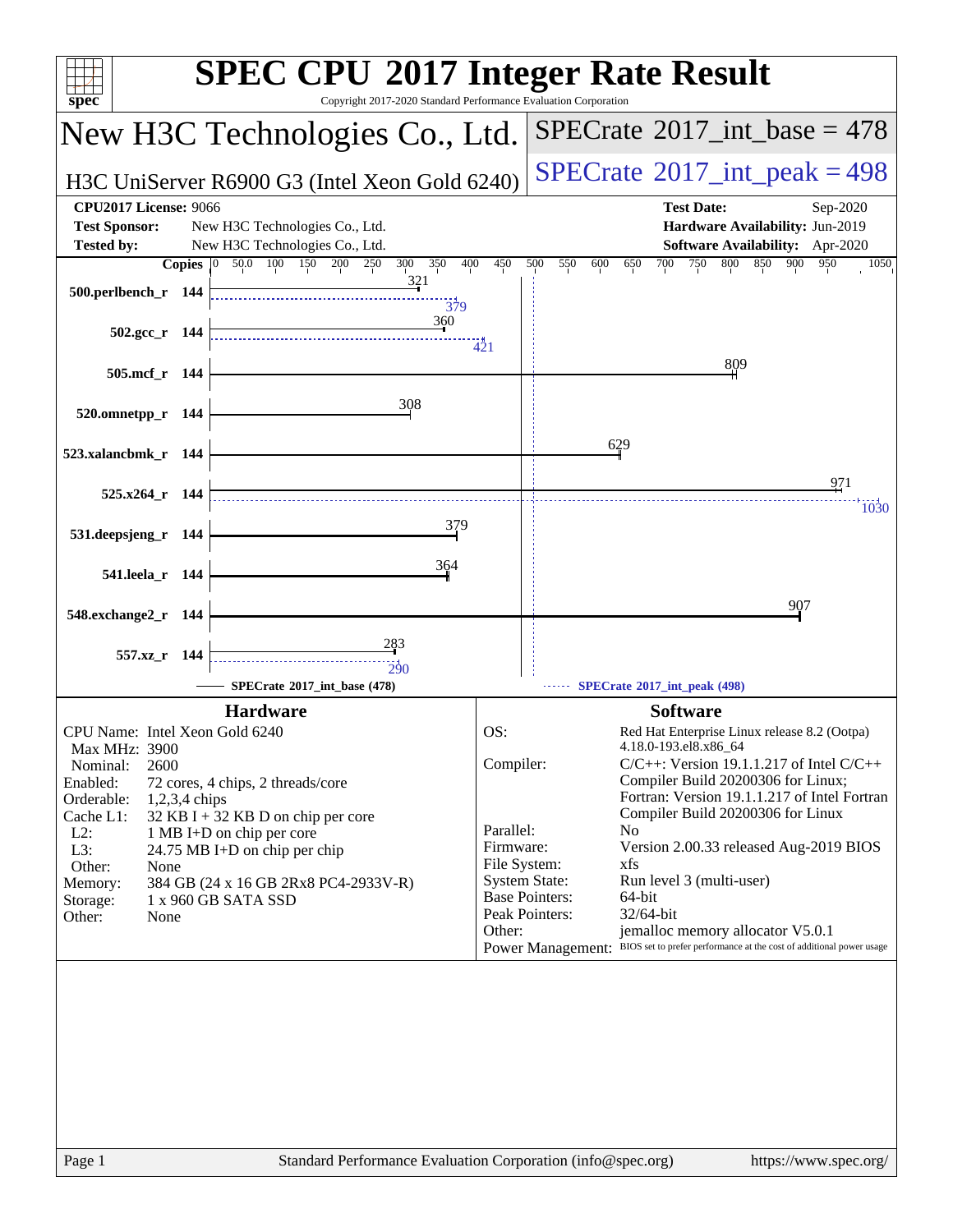# SPEC CPU 2017 Integer Rate Result

Copyright 2017-2020 Standard Performance Evaluation Corporation

## New H3C Technologies Co., Ltd.

**H3C UniServer R6900 G3 (Intel Xeon Gold 6240)**

**SPECrate 2017_int_base = 478**

**SPECrate 2017_int_peak = 498**

**CPU2017 License:** 9066
**Test Sponsor:** New H3C Technologies Co., Ltd.
**Tested by:** New H3C Technologies Co., Ltd.

**Test Date:** Sep-2020
**Hardware Availability:** Jun-2019
**Software Availability:** Apr-2020

| Benchmark | Copies | Base | Peak |
|---|---|---|---|
| 500.perlbench_r | 144 | 321 | 379 |
| 502.gcc_r | 144 | 360 | 421 |
| 505.mcf_r | 144 | 809 | |
| 520.omnetpp_r | 144 | 308 | |
| 523.xalancbmk_r | 144 | 629 | |
| 525.x264_r | 144 | 971 | 1030 |
| 531.deepsjeng_r | 144 | 379 | |
| 541.leela_r | 144 | 364 | |
| 548.exchange2_r | 144 | 907 | |
| 557.xz_r | 144 | 283 | 290 |

SPECrate 2017_int_base (478) — SPECrate 2017_int_peak (498)

## Hardware

| | |
|---|---|
| CPU Name: | Intel Xeon Gold 6240 |
| Max MHz: | 3900 |
| Nominal: | 2600 |
| Enabled: | 72 cores, 4 chips, 2 threads/core |
| Orderable: | 1,2,3,4 chips |
| Cache L1: | 32 KB I + 32 KB D on chip per core |
| L2: | 1 MB I+D on chip per core |
| L3: | 24.75 MB I+D on chip per chip |
| Other: | None |
| Memory: | 384 GB (24 x 16 GB 2Rx8 PC4-2933V-R) |
| Storage: | 1 x 960 GB SATA SSD |
| Other: | None |

## Software

| | |
|---|---|
| OS: | Red Hat Enterprise Linux release 8.2 (Ootpa) 4.18.0-193.el8.x86_64 |
| Compiler: | C/C++: Version 19.1.1.217 of Intel C/C++ Compiler Build 20200306 for Linux; Fortran: Version 19.1.1.217 of Intel Fortran Compiler Build 20200306 for Linux |
| Parallel: | No |
| Firmware: | Version 2.00.33 released Aug-2019 BIOS |
| File System: | xfs |
| System State: | Run level 3 (multi-user) |
| Base Pointers: | 64-bit |
| Peak Pointers: | 32/64-bit |
| Other: | jemalloc memory allocator V5.0.1 |
| Power Management: | BIOS set to prefer performance at the cost of additional power usage |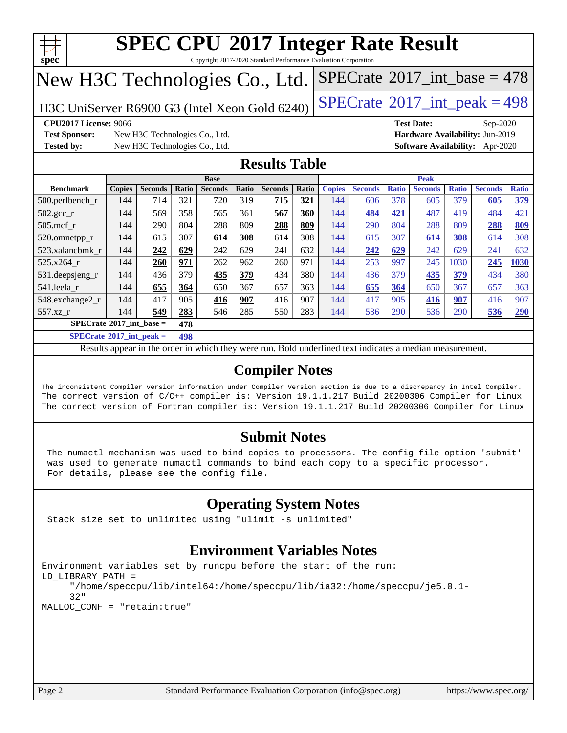# SPEC CPU 2017 Integer Rate Result

Copyright 2017-2020 Standard Performance Evaluation Corporation

## New H3C Technologies Co., Ltd.

H3C UniServer R6900 G3 (Intel Xeon Gold 6240)

SPECrate 2017_int_base = 478

SPECrate 2017_int_peak = 498

**CPU2017 License:** 9066
**Test Sponsor:** New H3C Technologies Co., Ltd.
**Tested by:** New H3C Technologies Co., Ltd.

**Test Date:** Sep-2020
**Hardware Availability:** Jun-2019
**Software Availability:** Apr-2020

## Results Table

| Benchmark | Base | | | | | | | Peak | | | | | | |
|---|---|---|---|---|---|---|---|---|---|---|---|---|---|---|
| | Copies | Seconds | Ratio | Seconds | Ratio | Seconds | Ratio | Copies | Seconds | Ratio | Seconds | Ratio | Seconds | Ratio |
| 500.perlbench_r | 144 | 714 | 321 | 720 | 319 | **715** | **321** | 144 | 606 | 378 | 605 | 379 | **605** | **379** |
| 502.gcc_r | 144 | 569 | 358 | 565 | 361 | **567** | **360** | 144 | **484** | **421** | 487 | 419 | 484 | 421 |
| 505.mcf_r | 144 | 290 | 804 | 288 | 809 | **288** | **809** | 144 | 290 | 804 | 288 | 809 | **288** | **809** |
| 520.omnetpp_r | 144 | 615 | 307 | **614** | **308** | 614 | 308 | 144 | 615 | 307 | **614** | **308** | 614 | 308 |
| 523.xalancbmk_r | 144 | **242** | **629** | 242 | 629 | 241 | 632 | 144 | **242** | **629** | 242 | 629 | 241 | 632 |
| 525.x264_r | 144 | **260** | **971** | 262 | 962 | 260 | 971 | 144 | 253 | 997 | 245 | 1030 | **245** | **1030** |
| 531.deepsjeng_r | 144 | 436 | 379 | **435** | **379** | 434 | 380 | 144 | 436 | 379 | **435** | **379** | 434 | 380 |
| 541.leela_r | 144 | **655** | **364** | 650 | 367 | 657 | 363 | 144 | **655** | **364** | 650 | 367 | 657 | 363 |
| 548.exchange2_r | 144 | 417 | 905 | **416** | **907** | 416 | 907 | 144 | 417 | 905 | **416** | **907** | 416 | 907 |
| 557.xz_r | 144 | **549** | **283** | 546 | 285 | 550 | 283 | 144 | 536 | 290 | 536 | 290 | **536** | **290** |

**SPECrate 2017_int_base = 478**

**SPECrate 2017_int_peak = 498**

Results appear in the order in which they were run. Bold underlined text indicates a median measurement.

## Compiler Notes

```
The inconsistent Compiler version information under Compiler Version section is due to a discrepancy in Intel Compiler.
The correct version of C/C++ compiler is: Version 19.1.1.217 Build 20200306 Compiler for Linux
The correct version of Fortran compiler is: Version 19.1.1.217 Build 20200306 Compiler for Linux
```

## Submit Notes

```
The numactl mechanism was used to bind copies to processors. The config file option 'submit'
was used to generate numactl commands to bind each copy to a specific processor.
For details, please see the config file.
```

## Operating System Notes

```
Stack size set to unlimited using "ulimit -s unlimited"
```

## Environment Variables Notes

```
Environment variables set by runcpu before the start of the run:
LD_LIBRARY_PATH =
     "/home/speccpu/lib/intel64:/home/speccpu/lib/ia32:/home/speccpu/je5.0.1-
     32"
MALLOC_CONF = "retain:true"
```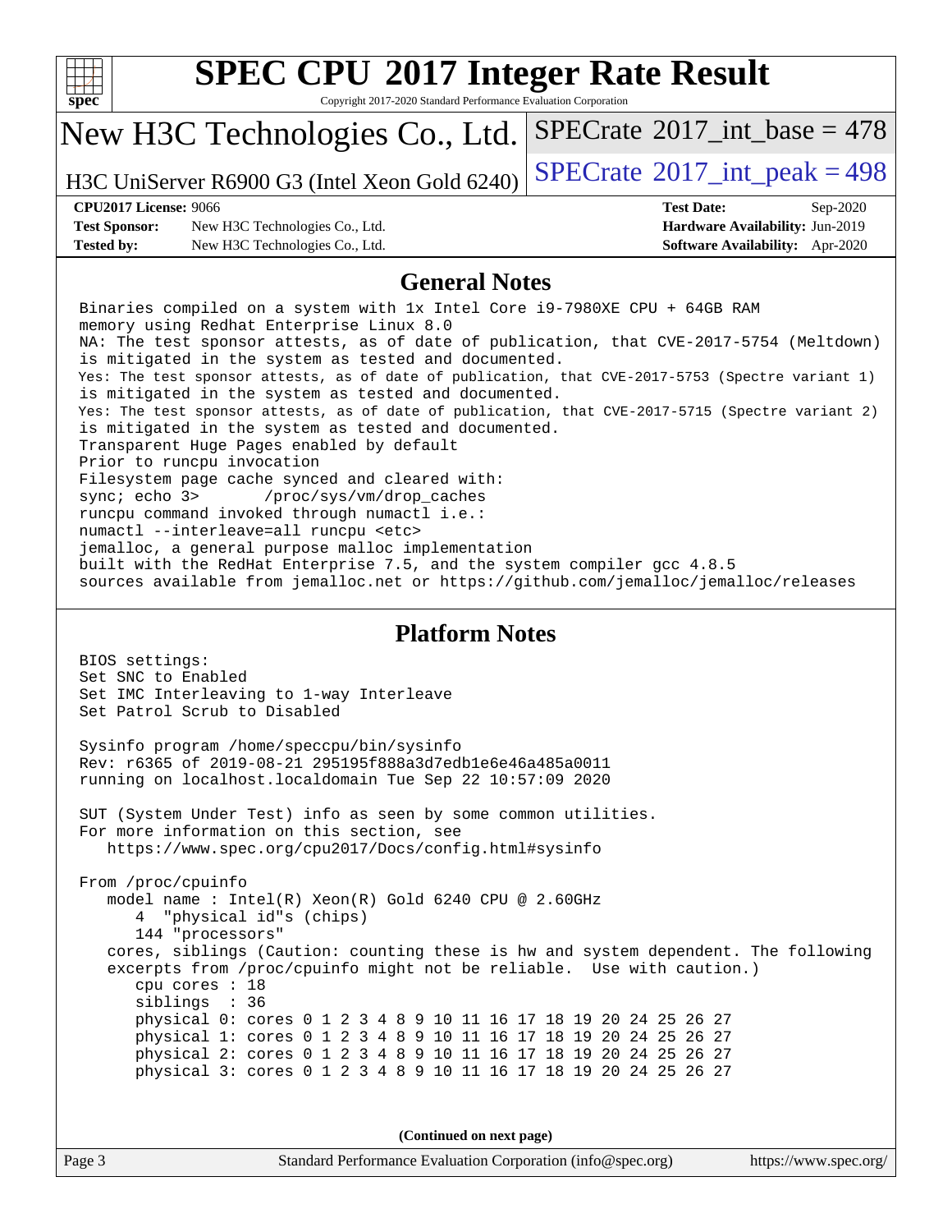# SPEC CPU 2017 Integer Rate Result

Copyright 2017-2020 Standard Performance Evaluation Corporation

**New H3C Technologies Co., Ltd.**

H3C UniServer R6900 G3 (Intel Xeon Gold 6240)

SPECrate 2017_int_base = 478

SPECrate 2017_int_peak = 498

| | | | |
|---|---|---|---|
| **CPU2017 License:** | 9066 | **Test Date:** | Sep-2020 |
| **Test Sponsor:** | New H3C Technologies Co., Ltd. | **Hardware Availability:** | Jun-2019 |
| **Tested by:** | New H3C Technologies Co., Ltd. | **Software Availability:** | Apr-2020 |

## General Notes

```
Binaries compiled on a system with 1x Intel Core i9-7980XE CPU + 64GB RAM
memory using Redhat Enterprise Linux 8.0
NA: The test sponsor attests, as of date of publication, that CVE-2017-5754 (Meltdown)
is mitigated in the system as tested and documented.
Yes: The test sponsor attests, as of date of publication, that CVE-2017-5753 (Spectre variant 1)
is mitigated in the system as tested and documented.
Yes: The test sponsor attests, as of date of publication, that CVE-2017-5715 (Spectre variant 2)
is mitigated in the system as tested and documented.
Transparent Huge Pages enabled by default
Prior to runcpu invocation
Filesystem page cache synced and cleared with:
sync; echo 3>       /proc/sys/vm/drop_caches
runcpu command invoked through numactl i.e.:
numactl --interleave=all runcpu <etc>
jemalloc, a general purpose malloc implementation
built with the RedHat Enterprise 7.5, and the system compiler gcc 4.8.5
sources available from jemalloc.net or https://github.com/jemalloc/jemalloc/releases
```

## Platform Notes

```
BIOS settings:
Set SNC to Enabled
Set IMC Interleaving to 1-way Interleave
Set Patrol Scrub to Disabled

Sysinfo program /home/speccpu/bin/sysinfo
Rev: r6365 of 2019-08-21 295195f888a3d7edb1e6e46a485a0011
running on localhost.localdomain Tue Sep 22 10:57:09 2020

SUT (System Under Test) info as seen by some common utilities.
For more information on this section, see
   https://www.spec.org/cpu2017/Docs/config.html#sysinfo

From /proc/cpuinfo
   model name : Intel(R) Xeon(R) Gold 6240 CPU @ 2.60GHz
      4  "physical id"s (chips)
      144 "processors"
   cores, siblings (Caution: counting these is hw and system dependent. The following
   excerpts from /proc/cpuinfo might not be reliable.  Use with caution.)
      cpu cores : 18
      siblings  : 36
      physical 0: cores 0 1 2 3 4 8 9 10 11 16 17 18 19 20 24 25 26 27
      physical 1: cores 0 1 2 3 4 8 9 10 11 16 17 18 19 20 24 25 26 27
      physical 2: cores 0 1 2 3 4 8 9 10 11 16 17 18 19 20 24 25 26 27
      physical 3: cores 0 1 2 3 4 8 9 10 11 16 17 18 19 20 24 25 26 27
```

**(Continued on next page)**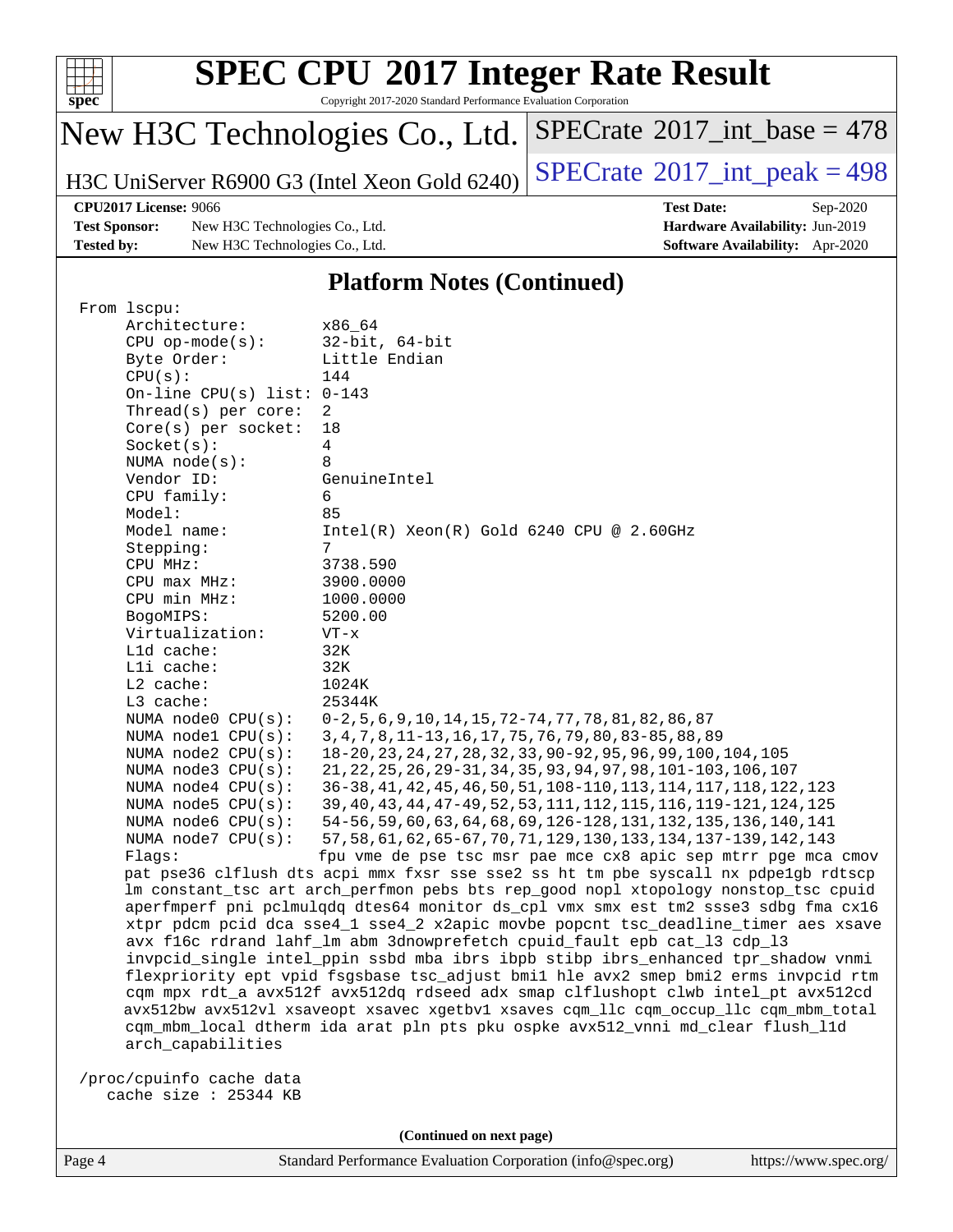# SPEC CPU 2017 Integer Rate Result

Copyright 2017-2020 Standard Performance Evaluation Corporation

**New H3C Technologies Co., Ltd.**

**H3C UniServer R6900 G3 (Intel Xeon Gold 6240)**

SPECrate 2017_int_base = 478

SPECrate 2017_int_peak = 498

| | | | |
|---|---|---|---|
| **CPU2017 License:** | 9066 | **Test Date:** | Sep-2020 |
| **Test Sponsor:** | New H3C Technologies Co., Ltd. | **Hardware Availability:** | Jun-2019 |
| **Tested by:** | New H3C Technologies Co., Ltd. | **Software Availability:** | Apr-2020 |

## Platform Notes (Continued)

```
From lscpu:
     Architecture:        x86_64
     CPU op-mode(s):      32-bit, 64-bit
     Byte Order:          Little Endian
     CPU(s):              144
     On-line CPU(s) list: 0-143
     Thread(s) per core:  2
     Core(s) per socket:  18
     Socket(s):           4
     NUMA node(s):        8
     Vendor ID:           GenuineIntel
     CPU family:          6
     Model:               85
     Model name:          Intel(R) Xeon(R) Gold 6240 CPU @ 2.60GHz
     Stepping:            7
     CPU MHz:             3738.590
     CPU max MHz:         3900.0000
     CPU min MHz:         1000.0000
     BogoMIPS:            5200.00
     Virtualization:      VT-x
     L1d cache:           32K
     L1i cache:           32K
     L2 cache:            1024K
     L3 cache:            25344K
     NUMA node0 CPU(s):   0-2,5,6,9,10,14,15,72-74,77,78,81,82,86,87
     NUMA node1 CPU(s):   3,4,7,8,11-13,16,17,75,76,79,80,83-85,88,89
     NUMA node2 CPU(s):   18-20,23,24,27,28,32,33,90-92,95,96,99,100,104,105
     NUMA node3 CPU(s):   21,22,25,26,29-31,34,35,93,94,97,98,101-103,106,107
     NUMA node4 CPU(s):   36-38,41,42,45,46,50,51,108-110,113,114,117,118,122,123
     NUMA node5 CPU(s):   39,40,43,44,47-49,52,53,111,112,115,116,119-121,124,125
     NUMA node6 CPU(s):   54-56,59,60,63,64,68,69,126-128,131,132,135,136,140,141
     NUMA node7 CPU(s):   57,58,61,62,65-67,70,71,129,130,133,134,137-139,142,143
     Flags:               fpu vme de pse tsc msr pae mce cx8 apic sep mtrr pge mca cmov
     pat pse36 clflush dts acpi mmx fxsr sse sse2 ss ht tm pbe syscall nx pdpe1gb rdtscp
     lm constant_tsc art arch_perfmon pebs bts rep_good nopl xtopology nonstop_tsc cpuid
     aperfmperf pni pclmulqdq dtes64 monitor ds_cpl vmx smx est tm2 ssse3 sdbg fma cx16
     xtpr pdcm pcid dca sse4_1 sse4_2 x2apic movbe popcnt tsc_deadline_timer aes xsave
     avx f16c rdrand lahf_lm abm 3dnowprefetch cpuid_fault epb cat_l3 cdp_l3
     invpcid_single intel_ppin ssbd mba ibrs ibpb stibp ibrs_enhanced tpr_shadow vnmi
     flexpriority ept vpid fsgsbase tsc_adjust bmi1 hle avx2 smep bmi2 erms invpcid rtm
     cqm mpx rdt_a avx512f avx512dq rdseed adx smap clflushopt clwb intel_pt avx512cd
     avx512bw avx512vl xsaveopt xsavec xgetbv1 xsaves cqm_llc cqm_occup_llc cqm_mbm_total
     cqm_mbm_local dtherm ida arat pln pts pku ospke avx512_vnni md_clear flush_l1d
     arch_capabilities

 /proc/cpuinfo cache data
    cache size : 25344 KB
```

(Continued on next page)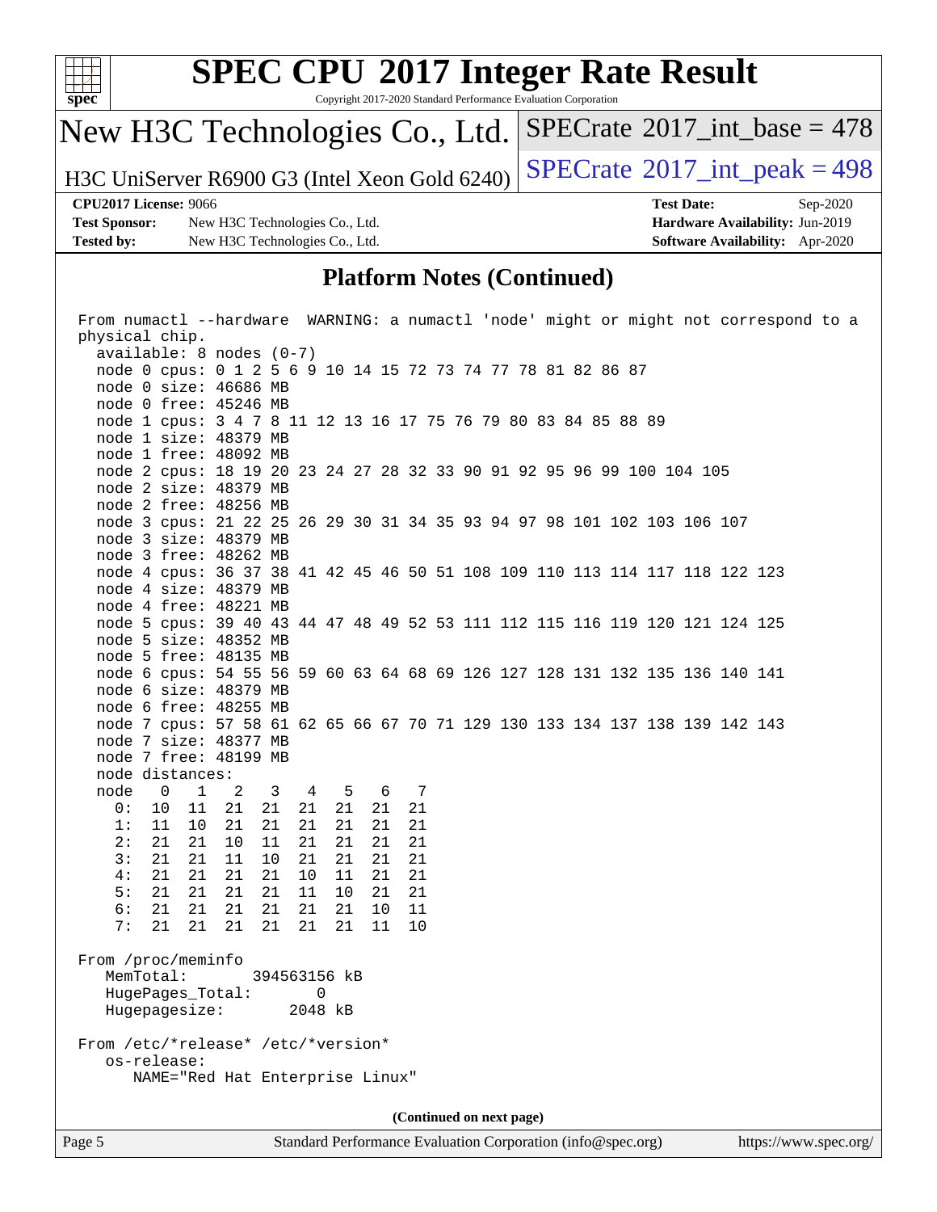## Platform Notes (Continued)

```
From numactl --hardware  WARNING: a numactl 'node' might or might not correspond to a
physical chip.
  available: 8 nodes (0-7)
  node 0 cpus: 0 1 2 5 6 9 10 14 15 72 73 74 77 78 81 82 86 87
  node 0 size: 46686 MB
  node 0 free: 45246 MB
  node 1 cpus: 3 4 7 8 11 12 13 16 17 75 76 79 80 83 84 85 88 89
  node 1 size: 48379 MB
  node 1 free: 48092 MB
  node 2 cpus: 18 19 20 23 24 27 28 32 33 90 91 92 95 96 99 100 104 105
  node 2 size: 48379 MB
  node 2 free: 48256 MB
  node 3 cpus: 21 22 25 26 29 30 31 34 35 93 94 97 98 101 102 103 106 107
  node 3 size: 48379 MB
  node 3 free: 48262 MB
  node 4 cpus: 36 37 38 41 42 45 46 50 51 108 109 110 113 114 117 118 122 123
  node 4 size: 48379 MB
  node 4 free: 48221 MB
  node 5 cpus: 39 40 43 44 47 48 49 52 53 111 112 115 116 119 120 121 124 125
  node 5 size: 48352 MB
  node 5 free: 48135 MB
  node 6 cpus: 54 55 56 59 60 63 64 68 69 126 127 128 131 132 135 136 140 141
  node 6 size: 48379 MB
  node 6 free: 48255 MB
  node 7 cpus: 57 58 61 62 65 66 67 70 71 129 130 133 134 137 138 139 142 143
  node 7 size: 48377 MB
  node 7 free: 48199 MB
  node distances:
  node   0   1   2   3   4   5   6   7
    0:  10  11  21  21  21  21  21  21
    1:  11  10  21  21  21  21  21  21
    2:  21  21  10  11  21  21  21  21
    3:  21  21  11  10  21  21  21  21
    4:  21  21  21  21  10  11  21  21
    5:  21  21  21  21  11  10  21  21
    6:  21  21  21  21  21  21  10  11
    7:  21  21  21  21  21  21  11  10

From /proc/meminfo
   MemTotal:       394563156 kB
   HugePages_Total:       0
   Hugepagesize:       2048 kB

From /etc/*release* /etc/*version*
   os-release:
      NAME="Red Hat Enterprise Linux"
```

**(Continued on next page)**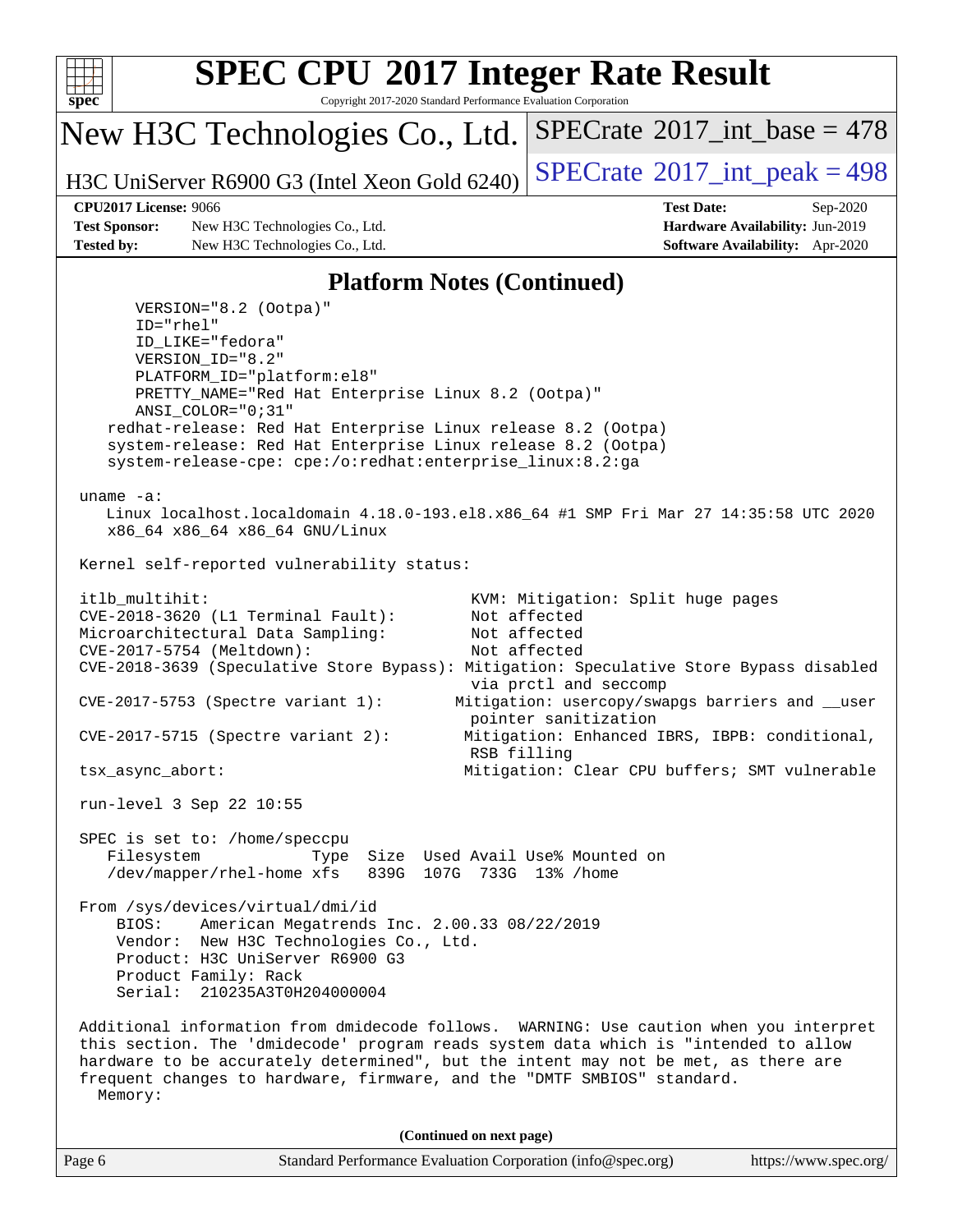## Platform Notes (Continued)

```
      VERSION="8.2 (Ootpa)"
      ID="rhel"
      ID_LIKE="fedora"
      VERSION_ID="8.2"
      PLATFORM_ID="platform:el8"
      PRETTY_NAME="Red Hat Enterprise Linux 8.2 (Ootpa)"
      ANSI_COLOR="0;31"
   redhat-release: Red Hat Enterprise Linux release 8.2 (Ootpa)
   system-release: Red Hat Enterprise Linux release 8.2 (Ootpa)
   system-release-cpe: cpe:/o:redhat:enterprise_linux:8.2:ga

uname -a:
   Linux localhost.localdomain 4.18.0-193.el8.x86_64 #1 SMP Fri Mar 27 14:35:58 UTC 2020
   x86_64 x86_64 x86_64 GNU/Linux

Kernel self-reported vulnerability status:

itlb_multihit:                                   KVM: Mitigation: Split huge pages
CVE-2018-3620 (L1 Terminal Fault):               Not affected
Microarchitectural Data Sampling:                Not affected
CVE-2017-5754 (Meltdown):                        Not affected
CVE-2018-3639 (Speculative Store Bypass): Mitigation: Speculative Store Bypass disabled
                                                 via prctl and seccomp
CVE-2017-5753 (Spectre variant 1):             Mitigation: usercopy/swapgs barriers and __user
                                                 pointer sanitization
CVE-2017-5715 (Spectre variant 2):              Mitigation: Enhanced IBRS, IBPB: conditional,
                                                 RSB filling
tsx_async_abort:                                Mitigation: Clear CPU buffers; SMT vulnerable

run-level 3 Sep 22 10:55

SPEC is set to: /home/speccpu
   Filesystem            Type  Size  Used Avail Use% Mounted on
   /dev/mapper/rhel-home xfs   839G  107G  733G  13% /home

From /sys/devices/virtual/dmi/id
    BIOS:    American Megatrends Inc. 2.00.33 08/22/2019
    Vendor:  New H3C Technologies Co., Ltd.
    Product: H3C UniServer R6900 G3
    Product Family: Rack
    Serial:  210235A3T0H204000004

Additional information from dmidecode follows.  WARNING: Use caution when you interpret
this section. The 'dmidecode' program reads system data which is "intended to allow
hardware to be accurately determined", but the intent may not be met, as there are
frequent changes to hardware, firmware, and the "DMTF SMBIOS" standard.
  Memory:
```

(Continued on next page)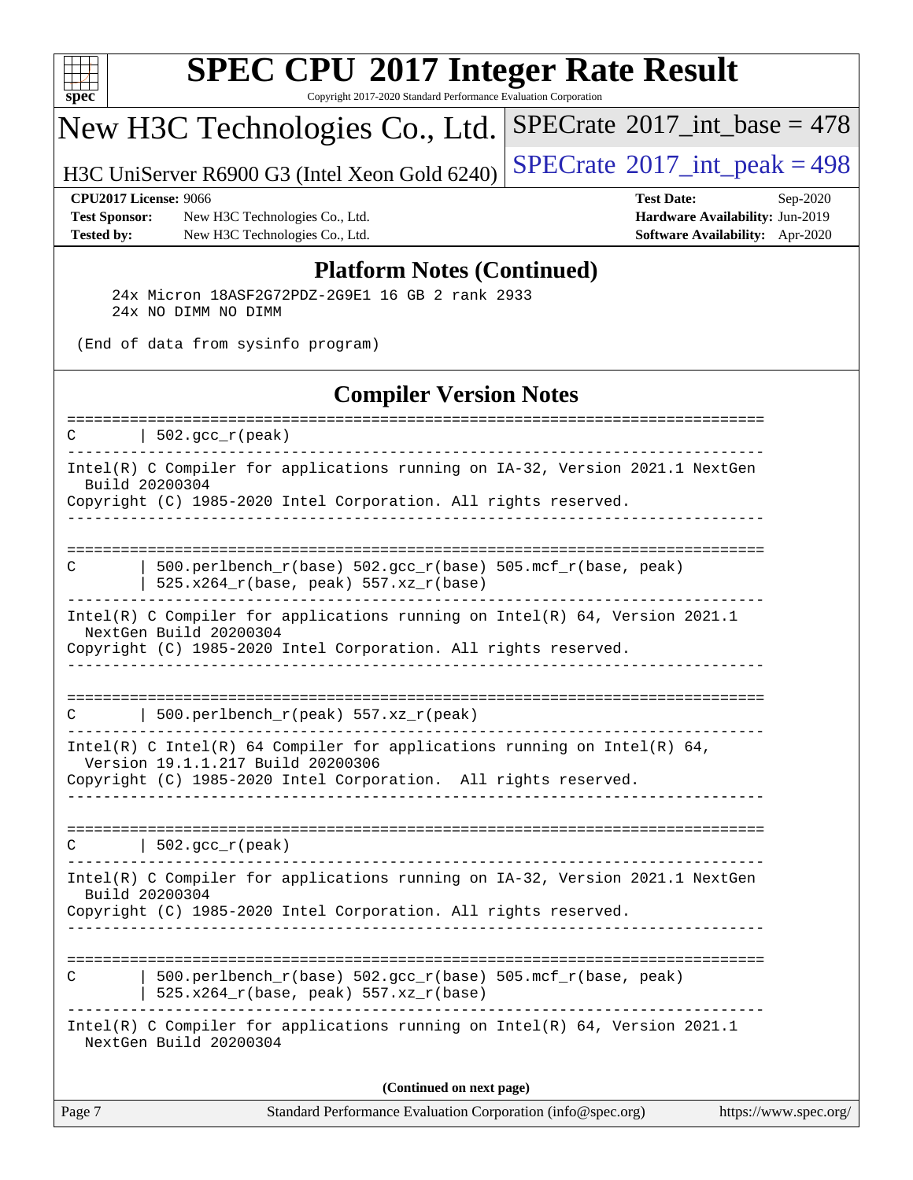## Platform Notes (Continued)

```
     24x Micron 18ASF2G72PDZ-2G9E1 16 GB 2 rank 2933
     24x NO DIMM NO DIMM

 (End of data from sysinfo program)
```

## Compiler Version Notes

```
==============================================================================
C       | 502.gcc_r(peak)
------------------------------------------------------------------------------
Intel(R) C Compiler for applications running on IA-32, Version 2021.1 NextGen
  Build 20200304
Copyright (C) 1985-2020 Intel Corporation. All rights reserved.
------------------------------------------------------------------------------

==============================================================================
C       | 500.perlbench_r(base) 502.gcc_r(base) 505.mcf_r(base, peak)
        | 525.x264_r(base, peak) 557.xz_r(base)
------------------------------------------------------------------------------
Intel(R) C Compiler for applications running on Intel(R) 64, Version 2021.1
  NextGen Build 20200304
Copyright (C) 1985-2020 Intel Corporation. All rights reserved.
------------------------------------------------------------------------------

==============================================================================
C       | 500.perlbench_r(peak) 557.xz_r(peak)
------------------------------------------------------------------------------
Intel(R) C Intel(R) 64 Compiler for applications running on Intel(R) 64,
  Version 19.1.1.217 Build 20200306
Copyright (C) 1985-2020 Intel Corporation.  All rights reserved.
------------------------------------------------------------------------------

==============================================================================
C       | 502.gcc_r(peak)
------------------------------------------------------------------------------
Intel(R) C Compiler for applications running on IA-32, Version 2021.1 NextGen
  Build 20200304
Copyright (C) 1985-2020 Intel Corporation. All rights reserved.
------------------------------------------------------------------------------

==============================================================================
C       | 500.perlbench_r(base) 502.gcc_r(base) 505.mcf_r(base, peak)
        | 525.x264_r(base, peak) 557.xz_r(base)
------------------------------------------------------------------------------
Intel(R) C Compiler for applications running on Intel(R) 64, Version 2021.1
  NextGen Build 20200304
```

**(Continued on next page)**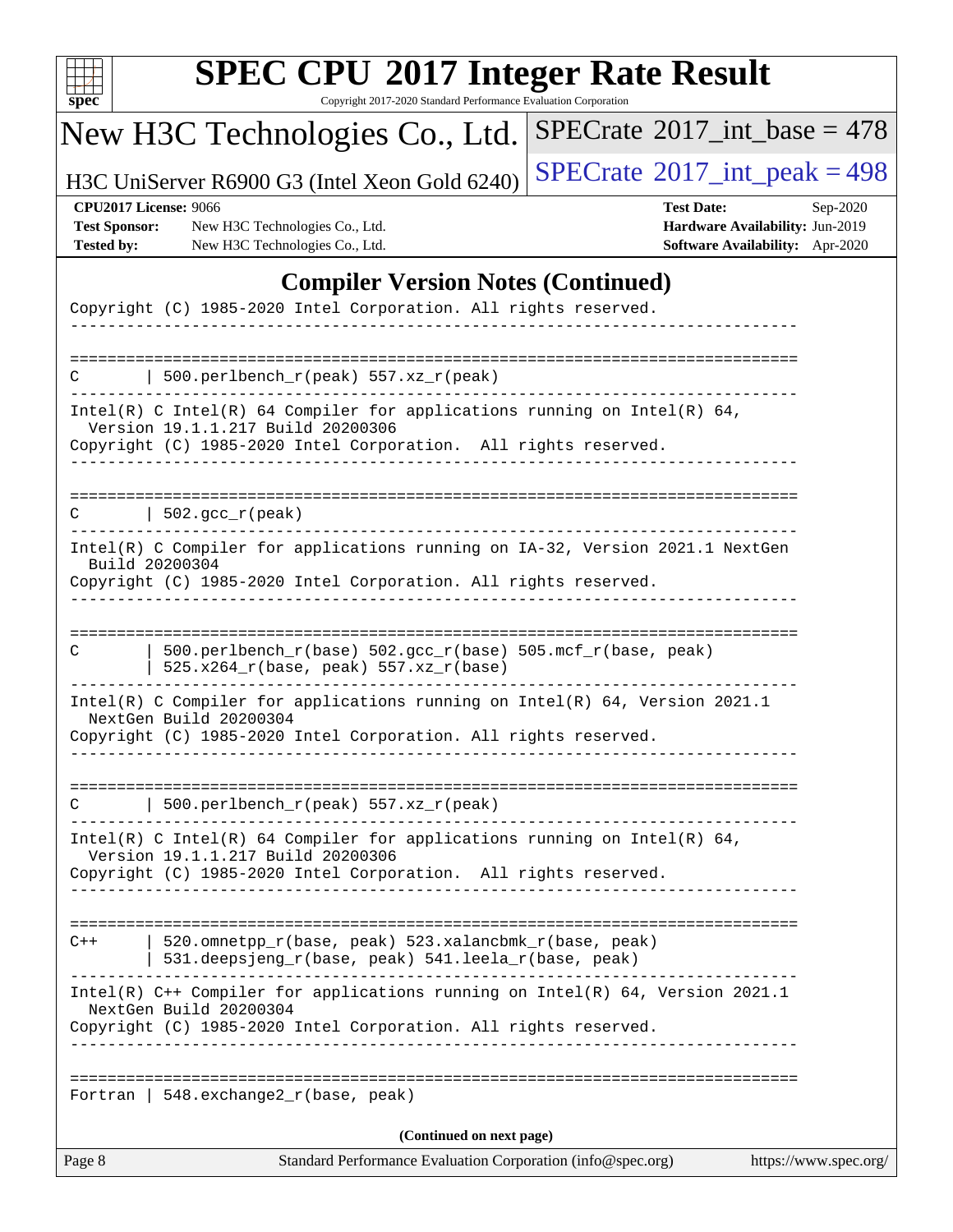## Compiler Version Notes (Continued)

```
Copyright (C) 1985-2020 Intel Corporation. All rights reserved.
------------------------------------------------------------------------------

==============================================================================
C       | 500.perlbench_r(peak) 557.xz_r(peak)
------------------------------------------------------------------------------
Intel(R) C Intel(R) 64 Compiler for applications running on Intel(R) 64,
  Version 19.1.1.217 Build 20200306
Copyright (C) 1985-2020 Intel Corporation.  All rights reserved.
------------------------------------------------------------------------------

==============================================================================
C       | 502.gcc_r(peak)
------------------------------------------------------------------------------
Intel(R) C Compiler for applications running on IA-32, Version 2021.1 NextGen
  Build 20200304
Copyright (C) 1985-2020 Intel Corporation. All rights reserved.
------------------------------------------------------------------------------

==============================================================================
C       | 500.perlbench_r(base) 502.gcc_r(base) 505.mcf_r(base, peak)
        | 525.x264_r(base, peak) 557.xz_r(base)
------------------------------------------------------------------------------
Intel(R) C Compiler for applications running on Intel(R) 64, Version 2021.1
  NextGen Build 20200304
Copyright (C) 1985-2020 Intel Corporation. All rights reserved.
------------------------------------------------------------------------------

==============================================================================
C       | 500.perlbench_r(peak) 557.xz_r(peak)
------------------------------------------------------------------------------
Intel(R) C Intel(R) 64 Compiler for applications running on Intel(R) 64,
  Version 19.1.1.217 Build 20200306
Copyright (C) 1985-2020 Intel Corporation.  All rights reserved.
------------------------------------------------------------------------------

==============================================================================
C++     | 520.omnetpp_r(base, peak) 523.xalancbmk_r(base, peak)
        | 531.deepsjeng_r(base, peak) 541.leela_r(base, peak)
------------------------------------------------------------------------------
Intel(R) C++ Compiler for applications running on Intel(R) 64, Version 2021.1
  NextGen Build 20200304
Copyright (C) 1985-2020 Intel Corporation. All rights reserved.
------------------------------------------------------------------------------

==============================================================================
Fortran | 548.exchange2_r(base, peak)
```

(Continued on next page)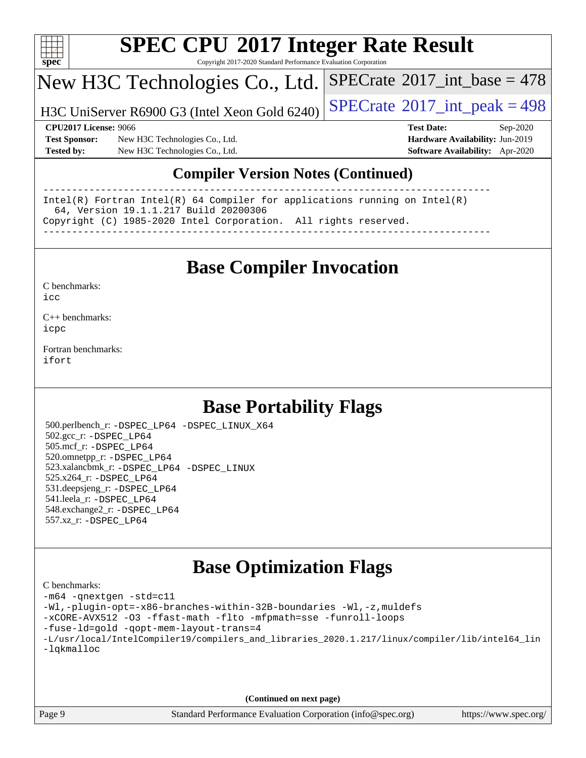## Compiler Version Notes (Continued)

```
------------------------------------------------------------------------------
Intel(R) Fortran Intel(R) 64 Compiler for applications running on Intel(R)
  64, Version 19.1.1.217 Build 20200306
Copyright (C) 1985-2020 Intel Corporation.  All rights reserved.
------------------------------------------------------------------------------
```

# Base Compiler Invocation

C benchmarks:
`icc`

C++ benchmarks:
`icpc`

Fortran benchmarks:
`ifort`

# Base Portability Flags

500.perlbench_r: `-DSPEC_LP64 -DSPEC_LINUX_X64`
502.gcc_r: `-DSPEC_LP64`
505.mcf_r: `-DSPEC_LP64`
520.omnetpp_r: `-DSPEC_LP64`
523.xalancbmk_r: `-DSPEC_LP64 -DSPEC_LINUX`
525.x264_r: `-DSPEC_LP64`
531.deepsjeng_r: `-DSPEC_LP64`
541.leela_r: `-DSPEC_LP64`
548.exchange2_r: `-DSPEC_LP64`
557.xz_r: `-DSPEC_LP64`

# Base Optimization Flags

C benchmarks:

```
-m64 -qnextgen -std=c11
-Wl,-plugin-opt=-x86-branches-within-32B-boundaries -Wl,-z,muldefs
-xCORE-AVX512 -O3 -ffast-math -flto -mfpmath=sse -funroll-loops
-fuse-ld=gold -qopt-mem-layout-trans=4
-L/usr/local/IntelCompiler19/compilers_and_libraries_2020.1.217/linux/compiler/lib/intel64_lin
-lqkmalloc
```

(Continued on next page)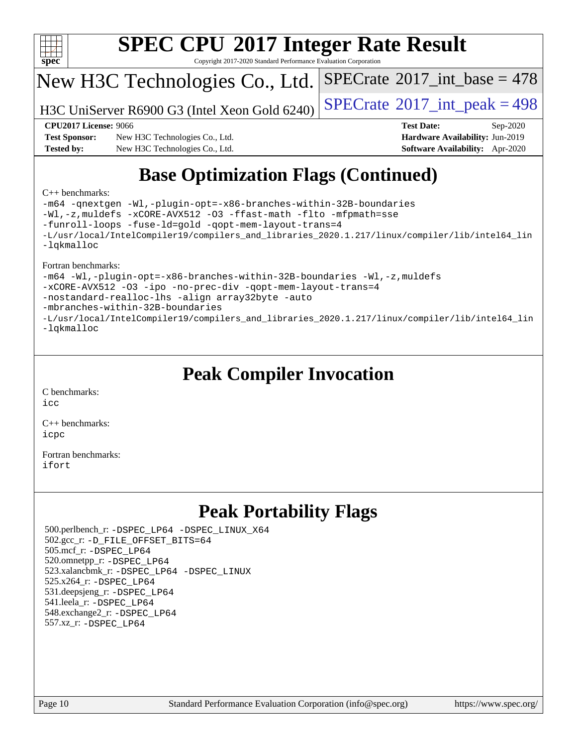# SPEC CPU 2017 Integer Rate Result

Copyright 2017-2020 Standard Performance Evaluation Corporation

New H3C Technologies Co., Ltd.

H3C UniServer R6900 G3 (Intel Xeon Gold 6240)

SPECrate 2017_int_base = 478

SPECrate 2017_int_peak = 498

**CPU2017 License:** 9066
**Test Sponsor:** New H3C Technologies Co., Ltd.
**Tested by:** New H3C Technologies Co., Ltd.
**Test Date:** Sep-2020
**Hardware Availability:** Jun-2019
**Software Availability:** Apr-2020

## Base Optimization Flags (Continued)

C++ benchmarks:

```
-m64 -qnextgen -Wl,-plugin-opt=-x86-branches-within-32B-boundaries
-Wl,-z,muldefs -xCORE-AVX512 -O3 -ffast-math -flto -mfpmath=sse
-funroll-loops -fuse-ld=gold -qopt-mem-layout-trans=4
-L/usr/local/IntelCompiler19/compilers_and_libraries_2020.1.217/linux/compiler/lib/intel64_lin
-lqkmalloc
```

Fortran benchmarks:

```
-m64 -Wl,-plugin-opt=-x86-branches-within-32B-boundaries -Wl,-z,muldefs
-xCORE-AVX512 -O3 -ipo -no-prec-div -qopt-mem-layout-trans=4
-nostandard-realloc-lhs -align array32byte -auto
-mbranches-within-32B-boundaries
-L/usr/local/IntelCompiler19/compilers_and_libraries_2020.1.217/linux/compiler/lib/intel64_lin
-lqkmalloc
```

## Peak Compiler Invocation

C benchmarks:
icc

C++ benchmarks:
icpc

Fortran benchmarks:
ifort

## Peak Portability Flags

500.perlbench_r: -DSPEC_LP64 -DSPEC_LINUX_X64
502.gcc_r: -D_FILE_OFFSET_BITS=64
505.mcf_r: -DSPEC_LP64
520.omnetpp_r: -DSPEC_LP64
523.xalancbmk_r: -DSPEC_LP64 -DSPEC_LINUX
525.x264_r: -DSPEC_LP64
531.deepsjeng_r: -DSPEC_LP64
541.leela_r: -DSPEC_LP64
548.exchange2_r: -DSPEC_LP64
557.xz_r: -DSPEC_LP64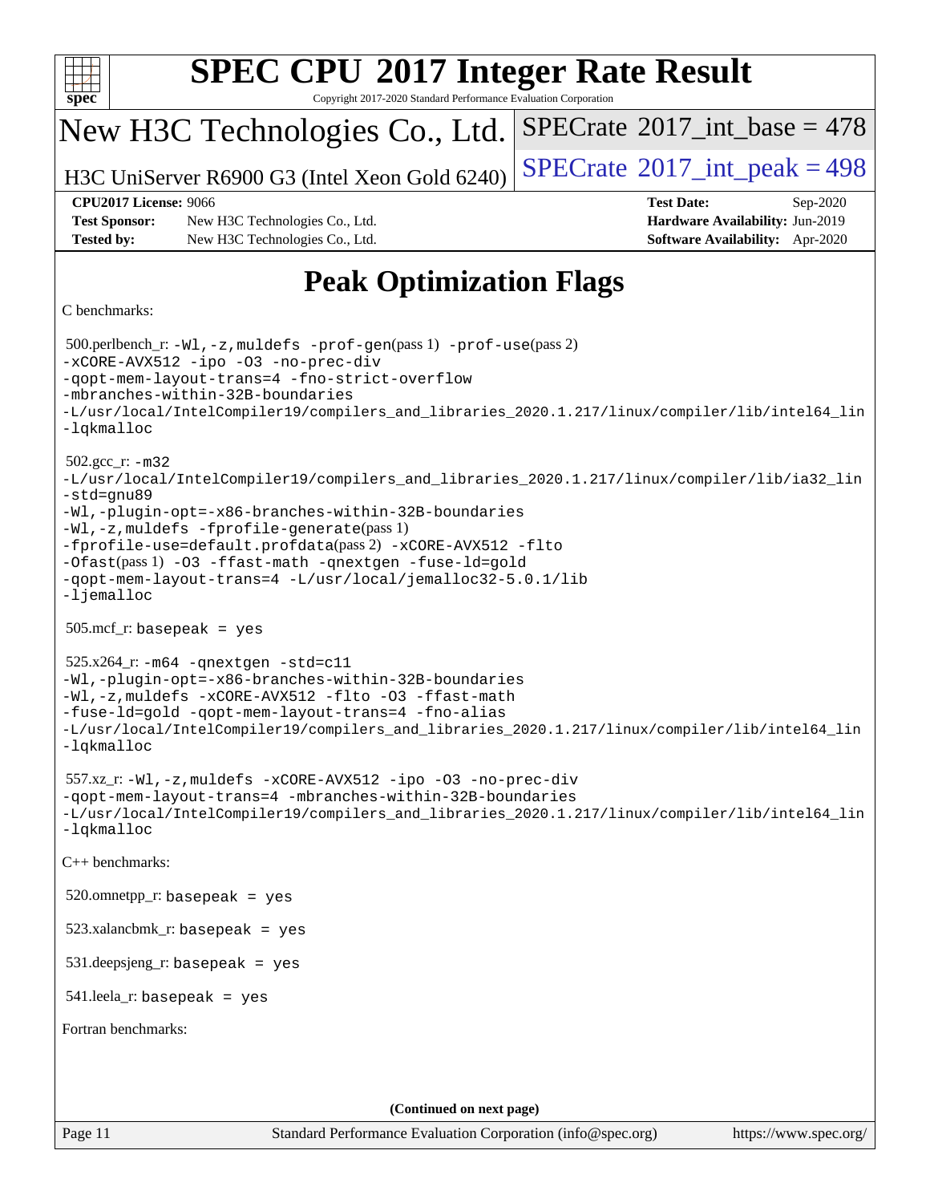# Peak Optimization Flags

C benchmarks:

500.perlbench_r: -Wl,-z,muldefs -prof-gen(pass 1) -prof-use(pass 2) -xCORE-AVX512 -ipo -O3 -no-prec-div -qopt-mem-layout-trans=4 -fno-strict-overflow -mbranches-within-32B-boundaries -L/usr/local/IntelCompiler19/compilers_and_libraries_2020.1.217/linux/compiler/lib/intel64_lin -lqkmalloc

502.gcc_r: -m32 -L/usr/local/IntelCompiler19/compilers_and_libraries_2020.1.217/linux/compiler/lib/ia32_lin -std=gnu89 -Wl,-plugin-opt=-x86-branches-within-32B-boundaries -Wl,-z,muldefs -fprofile-generate(pass 1) -fprofile-use=default.profdata(pass 2) -xCORE-AVX512 -flto -Ofast(pass 1) -O3 -ffast-math -qnextgen -fuse-ld=gold -qopt-mem-layout-trans=4 -L/usr/local/jemalloc32-5.0.1/lib -ljemalloc

505.mcf_r: basepeak = yes

525.x264_r: -m64 -qnextgen -std=c11 -Wl,-plugin-opt=-x86-branches-within-32B-boundaries -Wl,-z,muldefs -xCORE-AVX512 -flto -O3 -ffast-math -fuse-ld=gold -qopt-mem-layout-trans=4 -fno-alias -L/usr/local/IntelCompiler19/compilers_and_libraries_2020.1.217/linux/compiler/lib/intel64_lin -lqkmalloc

557.xz_r: -Wl,-z,muldefs -xCORE-AVX512 -ipo -O3 -no-prec-div -qopt-mem-layout-trans=4 -mbranches-within-32B-boundaries -L/usr/local/IntelCompiler19/compilers_and_libraries_2020.1.217/linux/compiler/lib/intel64_lin -lqkmalloc

C++ benchmarks:

520.omnetpp_r: basepeak = yes

523.xalancbmk_r: basepeak = yes

531.deepsjeng_r: basepeak = yes

541.leela_r: basepeak = yes

Fortran benchmarks:

(Continued on next page)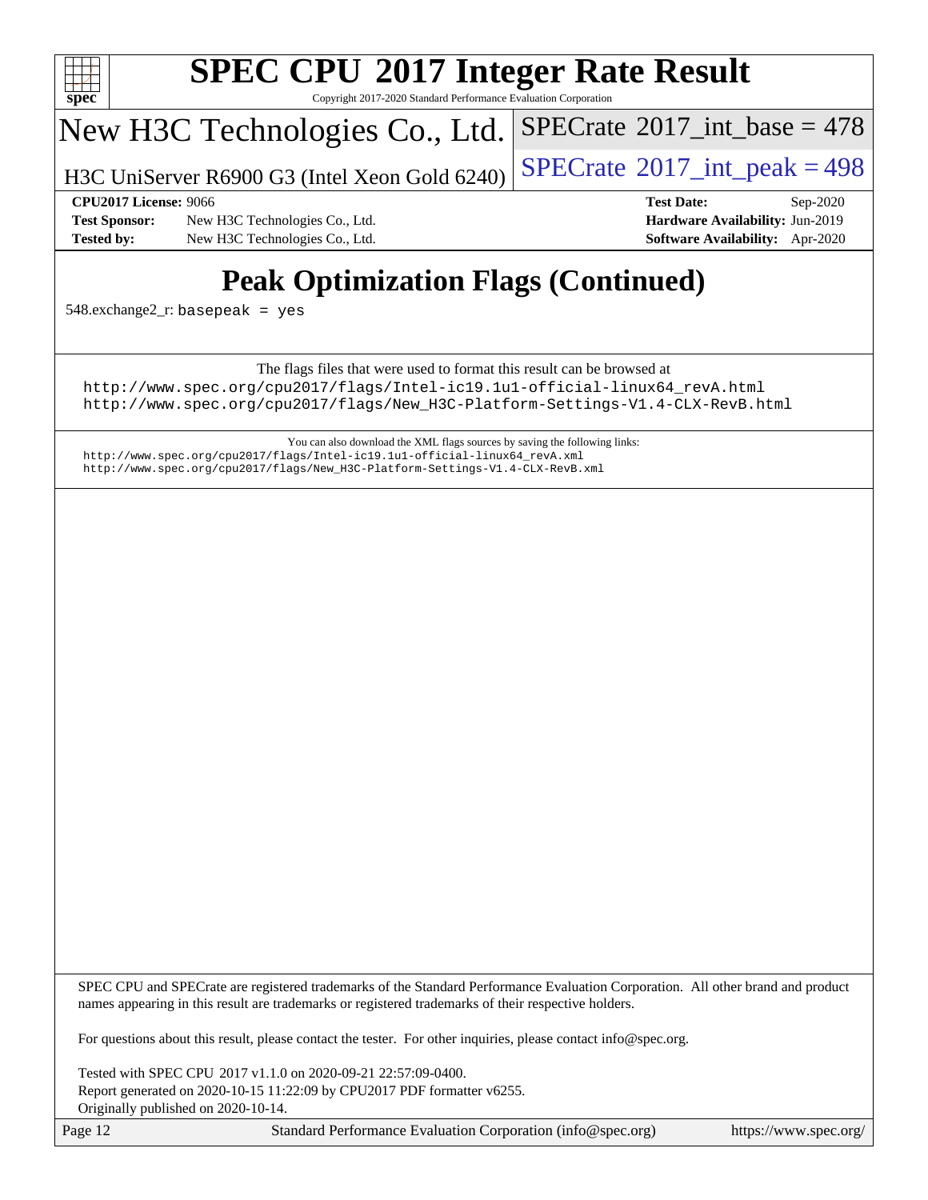# Peak Optimization Flags (Continued)

548.exchange2_r: basepeak = yes

The flags files that were used to format this result can be browsed at

http://www.spec.org/cpu2017/flags/Intel-ic19.1u1-official-linux64_revA.html
http://www.spec.org/cpu2017/flags/New_H3C-Platform-Settings-V1.4-CLX-RevB.html

You can also download the XML flags sources by saving the following links:

http://www.spec.org/cpu2017/flags/Intel-ic19.1u1-official-linux64_revA.xml
http://www.spec.org/cpu2017/flags/New_H3C-Platform-Settings-V1.4-CLX-RevB.xml

SPEC CPU and SPECrate are registered trademarks of the Standard Performance Evaluation Corporation. All other brand and product names appearing in this result are trademarks or registered trademarks of their respective holders.

For questions about this result, please contact the tester. For other inquiries, please contact info@spec.org.

Tested with SPEC CPU 2017 v1.1.0 on 2020-09-21 22:57:09-0400.
Report generated on 2020-10-15 11:22:09 by CPU2017 PDF formatter v6255.
Originally published on 2020-10-14.